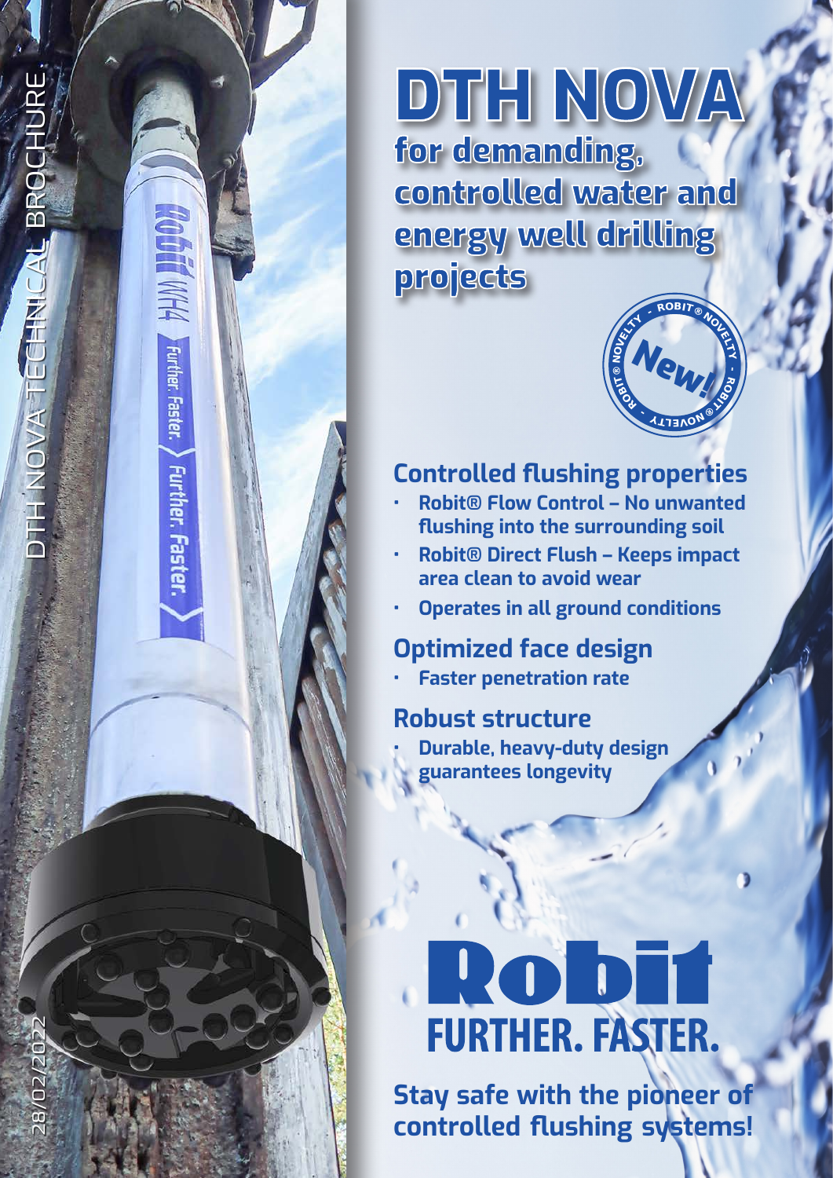DTH NOVA TECHNICAL BROCHURE

28/02/2022

# DTH NOVA

## for demanding, controlled water and energy well drilling projects

ROBIT® NOVELTY - ROBIT® NOVELTY - ROBIT® NOVELTY - New!

### Controlled flushing properties

- **Robit® Flow Control – No unwanted flushing into the surrounding soil**
- **Robit® Direct Flush – Keeps impact area clean to avoid wear**
- **Operates in all ground conditions**

### Optimized face design

- **Faster penetration rate**

### Robust structure

- **Durable, heavy-duty design guarantees longevity**

**Robit**
**FURTHER. FASTER.**

**Stay safe with the pioneer of controlled flushing systems!**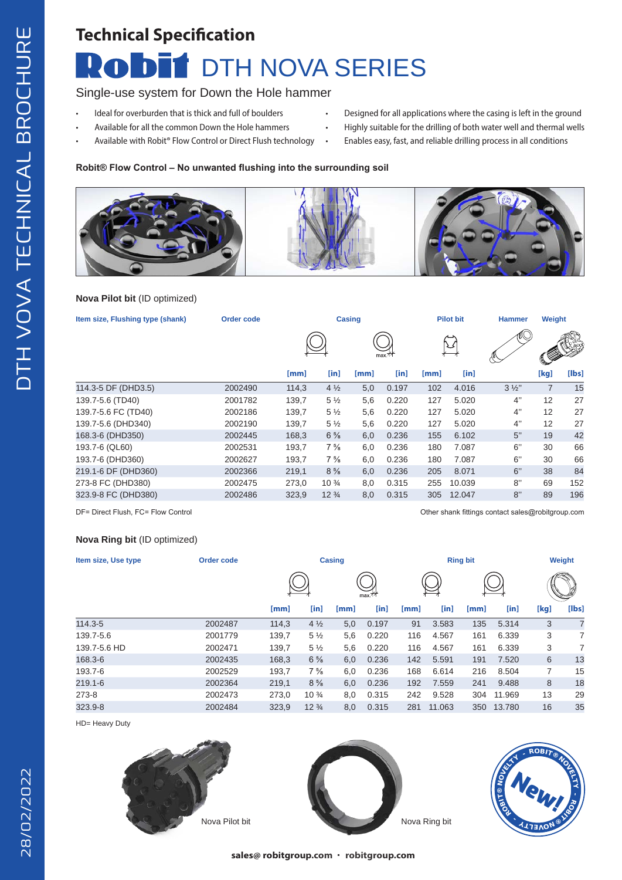# Technical Specification

## Robit DTH NOVA SERIES

Single-use system for Down the Hole hammer

- Ideal for overburden that is thick and full of boulders
- Available for all the common Down the Hole hammers
- Available with Robit® Flow Control or Direct Flush technology
- Designed for all applications where the casing is left in the ground
- Highly suitable for the drilling of both water well and thermal wells
- Enables easy, fast, and reliable drilling process in all conditions

**Robit® Flow Control – No unwanted flushing into the surrounding soil**

### Nova Pilot bit (ID optimized)

| Item size, Flushing type (shank) | Order code | Casing | | | | Pilot bit | | Hammer | Weight | |
|---|---|---|---|---|---|---|---|---|---|---|
| | | [mm] | [in] | [mm] max. | [in] max. | [mm] | [in] | | [kg] | [lbs] |
| 114.3-5 DF (DHD3.5) | 2002490 | 114,3 | 4 ½ | 5,0 | 0.197 | 102 | 4.016 | 3 ½" | 7 | 15 |
| 139.7-5.6 (TD40) | 2001782 | 139,7 | 5 ½ | 5,6 | 0.220 | 127 | 5.020 | 4" | 12 | 27 |
| 139.7-5.6 FC (TD40) | 2002186 | 139,7 | 5 ½ | 5,6 | 0.220 | 127 | 5.020 | 4" | 12 | 27 |
| 139.7-5.6 (DHD340) | 2002190 | 139,7 | 5 ½ | 5,6 | 0.220 | 127 | 5.020 | 4" | 12 | 27 |
| 168.3-6 (DHD350) | 2002445 | 168,3 | 6 ⅝ | 6,0 | 0.236 | 155 | 6.102 | 5" | 19 | 42 |
| 193.7-6 (QL60) | 2002531 | 193,7 | 7 ⅝ | 6,0 | 0.236 | 180 | 7.087 | 6" | 30 | 66 |
| 193.7-6 (DHD360) | 2002627 | 193,7 | 7 ⅝ | 6,0 | 0.236 | 180 | 7.087 | 6" | 30 | 66 |
| 219.1-6 DF (DHD360) | 2002366 | 219,1 | 8 ⅝ | 6,0 | 0.236 | 205 | 8.071 | 6" | 38 | 84 |
| 273-8 FC (DHD380) | 2002475 | 273,0 | 10 ¾ | 8,0 | 0.315 | 255 | 10.039 | 8" | 69 | 152 |
| 323.9-8 FC (DHD380) | 2002486 | 323,9 | 12 ¾ | 8,0 | 0.315 | 305 | 12.047 | 8" | 89 | 196 |

DF= Direct Flush, FC= Flow Control

Other shank fittings contact sales@robitgroup.com

### Nova Ring bit (ID optimized)

| Item size, Use type | Order code | Casing | | | | Ring bit | | | | Weight | |
|---|---|---|---|---|---|---|---|---|---|---|---|
| | | [mm] | [in] | [mm] max. | [in] max. | [mm] | [in] | [mm] | [in] | [kg] | [lbs] |
| 114.3-5 | 2002487 | 114,3 | 4 ½ | 5,0 | 0.197 | 91 | 3.583 | 135 | 5.314 | 3 | 7 |
| 139.7-5.6 | 2001779 | 139,7 | 5 ½ | 5,6 | 0.220 | 116 | 4.567 | 161 | 6.339 | 3 | 7 |
| 139.7-5.6 HD | 2002471 | 139,7 | 5 ½ | 5,6 | 0.220 | 116 | 4.567 | 161 | 6.339 | 3 | 7 |
| 168.3-6 | 2002435 | 168,3 | 6 ⅝ | 6,0 | 0.236 | 142 | 5.591 | 191 | 7.520 | 6 | 13 |
| 193.7-6 | 2002529 | 193,7 | 7 ⅝ | 6,0 | 0.236 | 168 | 6.614 | 216 | 8.504 | 7 | 15 |
| 219.1-6 | 2002364 | 219,1 | 8 ⅝ | 6,0 | 0.236 | 192 | 7.559 | 241 | 9.488 | 8 | 18 |
| 273-8 | 2002473 | 273,0 | 10 ¾ | 8,0 | 0.315 | 242 | 9.528 | 304 | 11.969 | 13 | 29 |
| 323.9-8 | 2002484 | 323,9 | 12 ¾ | 8,0 | 0.315 | 281 | 11.063 | 350 | 13.780 | 16 | 35 |

HD= Heavy Duty

Nova Pilot bit

Nova Ring bit

New! ROBIT® NOVELTY

**sales@ robitgroup.com · robitgroup.com**

DTH VOVA TECHNICAL BROCHURE

28/02/2022